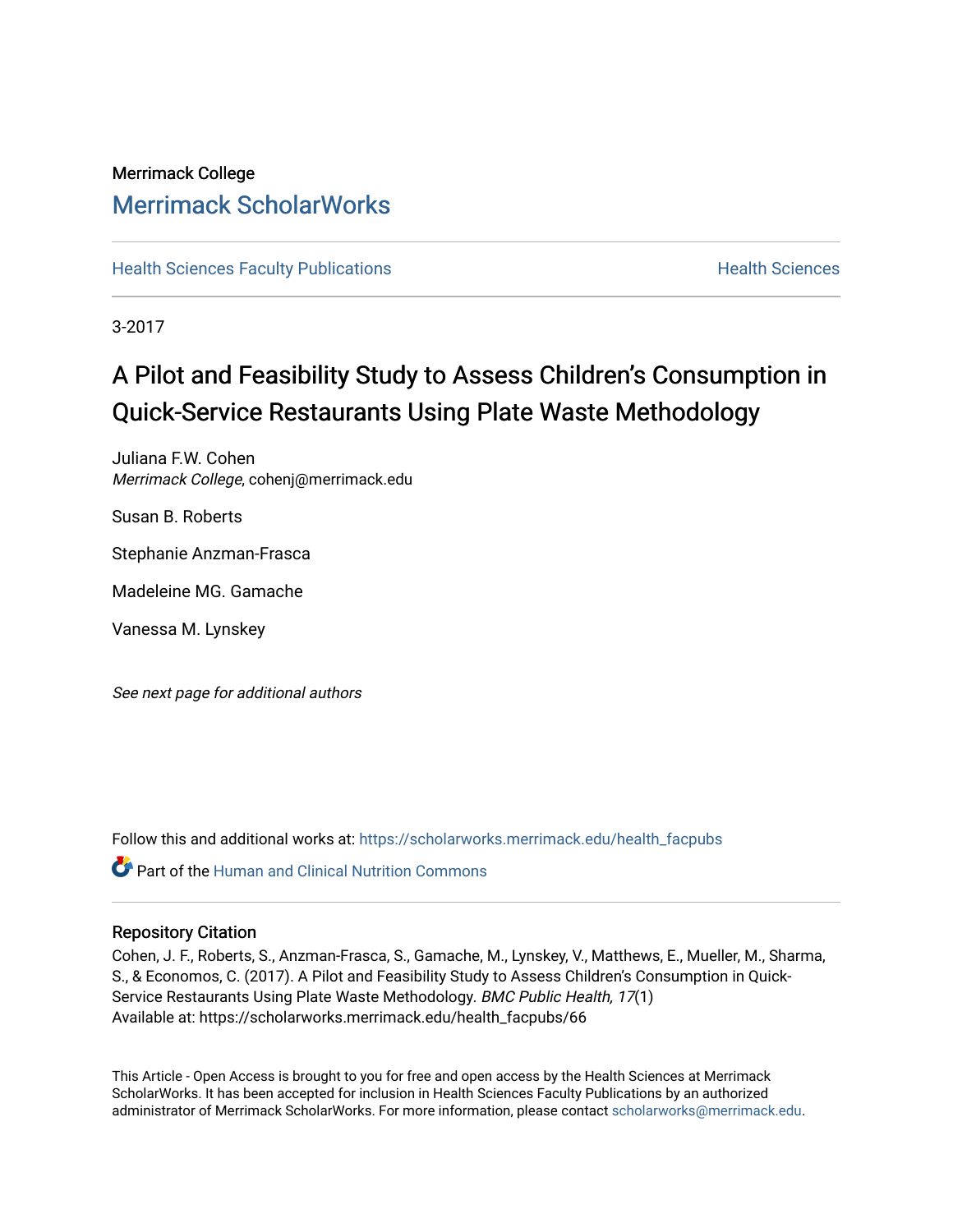Merrimack College

# Merrimack ScholarWorks

Health Sciences Faculty Publications | Health Sciences

3-2017

# A Pilot and Feasibility Study to Assess Children's Consumption in Quick-Service Restaurants Using Plate Waste Methodology

Juliana F.W. Cohen
*Merrimack College*, cohenj@merrimack.edu

Susan B. Roberts

Stephanie Anzman-Frasca

Madeleine MG. Gamache

Vanessa M. Lynskey

*See next page for additional authors*

Follow this and additional works at: https://scholarworks.merrimack.edu/health_facpubs

Part of the Human and Clinical Nutrition Commons

## Repository Citation

Cohen, J. F., Roberts, S., Anzman-Frasca, S., Gamache, M., Lynskey, V., Matthews, E., Mueller, M., Sharma, S., & Economos, C. (2017). A Pilot and Feasibility Study to Assess Children's Consumption in Quick-Service Restaurants Using Plate Waste Methodology. *BMC Public Health, 17*(1)
Available at: https://scholarworks.merrimack.edu/health_facpubs/66

This Article - Open Access is brought to you for free and open access by the Health Sciences at Merrimack ScholarWorks. It has been accepted for inclusion in Health Sciences Faculty Publications by an authorized administrator of Merrimack ScholarWorks. For more information, please contact scholarworks@merrimack.edu.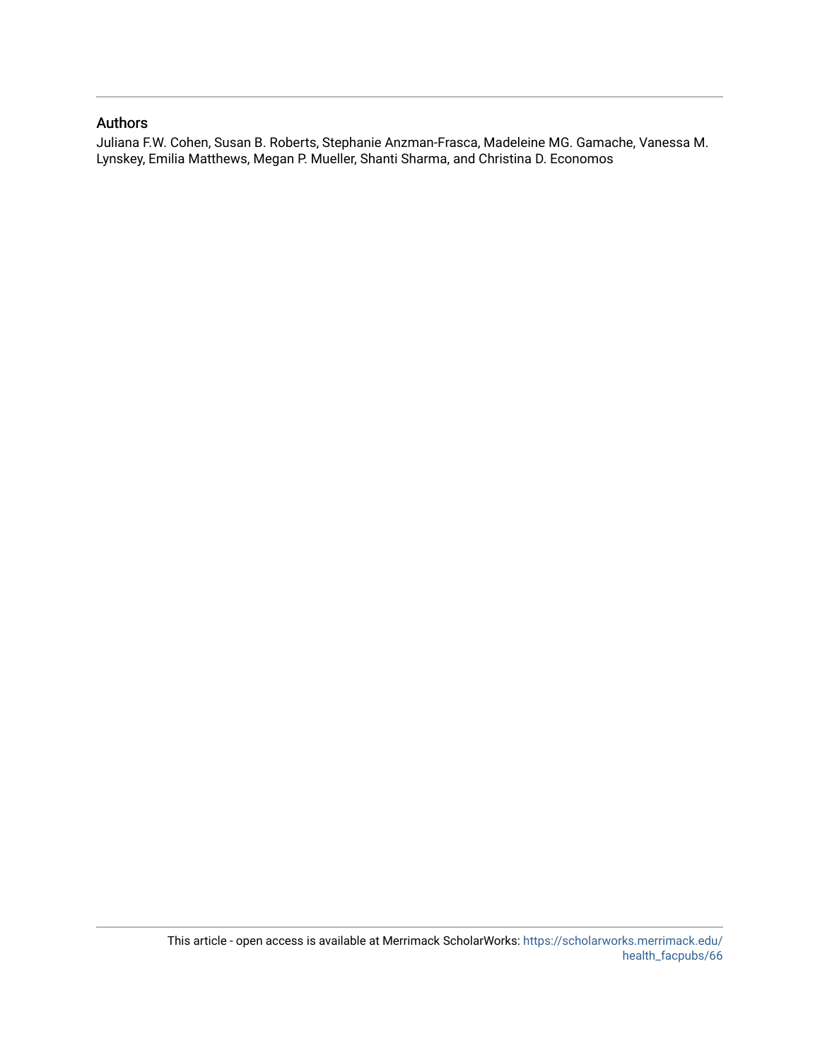## Authors

Juliana F.W. Cohen, Susan B. Roberts, Stephanie Anzman-Frasca, Madeleine MG. Gamache, Vanessa M. Lynskey, Emilia Matthews, Megan P. Mueller, Shanti Sharma, and Christina D. Economos

This article - open access is available at Merrimack ScholarWorks: https://scholarworks.merrimack.edu/health_facpubs/66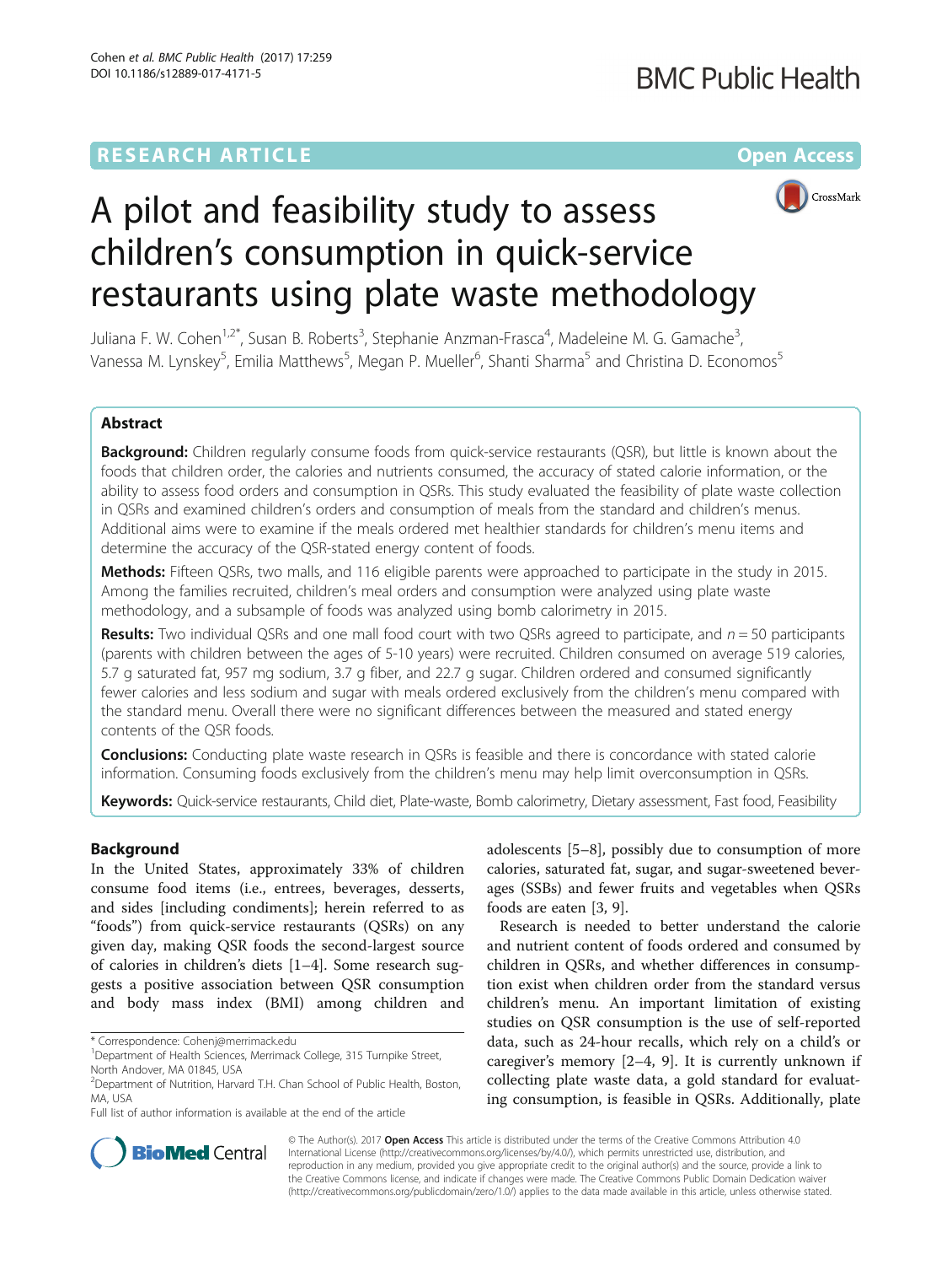# A pilot and feasibility study to assess children's consumption in quick-service restaurants using plate waste methodology

Juliana F. W. Cohen[1,2*], Susan B. Roberts[3], Stephanie Anzman-Frasca[4], Madeleine M. G. Gamache[3], Vanessa M. Lynskey[5], Emilia Matthews[5], Megan P. Mueller[6], Shanti Sharma[5] and Christina D. Economos[5]

## Abstract

**Background:** Children regularly consume foods from quick-service restaurants (QSR), but little is known about the foods that children order, the calories and nutrients consumed, the accuracy of stated calorie information, or the ability to assess food orders and consumption in QSRs. This study evaluated the feasibility of plate waste collection in QSRs and examined children's orders and consumption of meals from the standard and children's menus. Additional aims were to examine if the meals ordered met healthier standards for children's menu items and determine the accuracy of the QSR-stated energy content of foods.

**Methods:** Fifteen QSRs, two malls, and 116 eligible parents were approached to participate in the study in 2015. Among the families recruited, children's meal orders and consumption were analyzed using plate waste methodology, and a subsample of foods was analyzed using bomb calorimetry in 2015.

**Results:** Two individual QSRs and one mall food court with two QSRs agreed to participate, and $n = 50$ participants (parents with children between the ages of 5-10 years) were recruited. Children consumed on average 519 calories, 5.7 g saturated fat, 957 mg sodium, 3.7 g fiber, and 22.7 g sugar. Children ordered and consumed significantly fewer calories and less sodium and sugar with meals ordered exclusively from the children's menu compared with the standard menu. Overall there were no significant differences between the measured and stated energy contents of the QSR foods.

**Conclusions:** Conducting plate waste research in QSRs is feasible and there is concordance with stated calorie information. Consuming foods exclusively from the children's menu may help limit overconsumption in QSRs.

**Keywords:** Quick-service restaurants, Child diet, Plate-waste, Bomb calorimetry, Dietary assessment, Fast food, Feasibility

## Background

In the United States, approximately 33% of children consume food items (i.e., entrees, beverages, desserts, and sides [including condiments]; herein referred to as "foods") from quick-service restaurants (QSRs) on any given day, making QSR foods the second-largest source of calories in children's diets [1–4]. Some research suggests a positive association between QSR consumption and body mass index (BMI) among children and adolescents [5–8], possibly due to consumption of more calories, saturated fat, sugar, and sugar-sweetened beverages (SSBs) and fewer fruits and vegetables when QSRs foods are eaten [3, 9].

Research is needed to better understand the calorie and nutrient content of foods ordered and consumed by children in QSRs, and whether differences in consumption exist when children order from the standard versus children's menu. An important limitation of existing studies on QSR consumption is the use of self-reported data, such as 24-hour recalls, which rely on a child's or caregiver's memory [2–4, 9]. It is currently unknown if collecting plate waste data, a gold standard for evaluating consumption, is feasible in QSRs. Additionally, plate

* Correspondence: Cohenj@merrimack.edu
[1]Department of Health Sciences, Merrimack College, 315 Turnpike Street, North Andover, MA 01845, USA
[2]Department of Nutrition, Harvard T.H. Chan School of Public Health, Boston, MA, USA
Full list of author information is available at the end of the article

© The Author(s). 2017 **Open Access** This article is distributed under the terms of the Creative Commons Attribution 4.0 International License (http://creativecommons.org/licenses/by/4.0/), which permits unrestricted use, distribution, and reproduction in any medium, provided you give appropriate credit to the original author(s) and the source, provide a link to the Creative Commons license, and indicate if changes were made. The Creative Commons Public Domain Dedication waiver (http://creativecommons.org/publicdomain/zero/1.0/) applies to the data made available in this article, unless otherwise stated.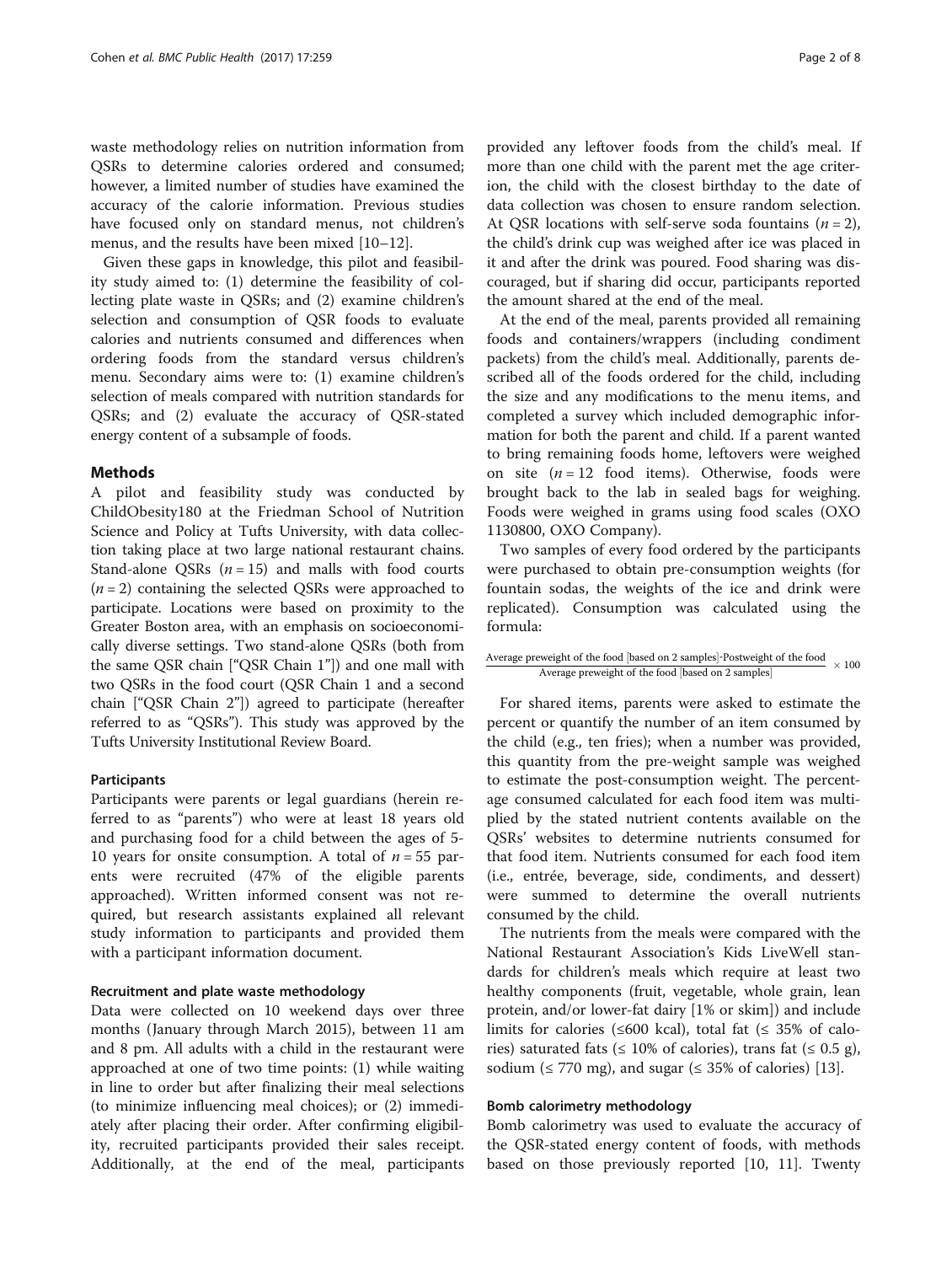waste methodology relies on nutrition information from QSRs to determine calories ordered and consumed; however, a limited number of studies have examined the accuracy of the calorie information. Previous studies have focused only on standard menus, not children's menus, and the results have been mixed [10–12].

Given these gaps in knowledge, this pilot and feasibility study aimed to: (1) determine the feasibility of collecting plate waste in QSRs; and (2) examine children's selection and consumption of QSR foods to evaluate calories and nutrients consumed and differences when ordering foods from the standard versus children's menu. Secondary aims were to: (1) examine children's selection of meals compared with nutrition standards for QSRs; and (2) evaluate the accuracy of QSR-stated energy content of a subsample of foods.

## Methods

A pilot and feasibility study was conducted by ChildObesity180 at the Friedman School of Nutrition Science and Policy at Tufts University, with data collection taking place at two large national restaurant chains. Stand-alone QSRs ($n = 15$) and malls with food courts ($n = 2$) containing the selected QSRs were approached to participate. Locations were based on proximity to the Greater Boston area, with an emphasis on socioeconomically diverse settings. Two stand-alone QSRs (both from the same QSR chain ["QSR Chain 1"]) and one mall with two QSRs in the food court (QSR Chain 1 and a second chain ["QSR Chain 2"]) agreed to participate (hereafter referred to as "QSRs"). This study was approved by the Tufts University Institutional Review Board.

### Participants

Participants were parents or legal guardians (herein referred to as "parents") who were at least 18 years old and purchasing food for a child between the ages of 5-10 years for onsite consumption. A total of $n = 55$ parents were recruited (47% of the eligible parents approached). Written informed consent was not required, but research assistants explained all relevant study information to participants and provided them with a participant information document.

### Recruitment and plate waste methodology

Data were collected on 10 weekend days over three months (January through March 2015), between 11 am and 8 pm. All adults with a child in the restaurant were approached at one of two time points: (1) while waiting in line to order but after finalizing their meal selections (to minimize influencing meal choices); or (2) immediately after placing their order. After confirming eligibility, recruited participants provided their sales receipt. Additionally, at the end of the meal, participants provided any leftover foods from the child's meal. If more than one child with the parent met the age criterion, the child with the closest birthday to the date of data collection was chosen to ensure random selection. At QSR locations with self-serve soda fountains ($n = 2$), the child's drink cup was weighed after ice was placed in it and after the drink was poured. Food sharing was discouraged, but if sharing did occur, participants reported the amount shared at the end of the meal.

At the end of the meal, parents provided all remaining foods and containers/wrappers (including condiment packets) from the child's meal. Additionally, parents described all of the foods ordered for the child, including the size and any modifications to the menu items, and completed a survey which included demographic information for both the parent and child. If a parent wanted to bring remaining foods home, leftovers were weighed on site ($n = 12$ food items). Otherwise, foods were brought back to the lab in sealed bags for weighing. Foods were weighed in grams using food scales (OXO 1130800, OXO Company).

Two samples of every food ordered by the participants were purchased to obtain pre-consumption weights (for fountain sodas, the weights of the ice and drink were replicated). Consumption was calculated using the formula:

$$\frac{\text{Average preweight of the food [based on 2 samples]} - \text{Postweight of the food}}{\text{Average preweight of the food [based on 2 samples]}} \times 100$$

For shared items, parents were asked to estimate the percent or quantify the number of an item consumed by the child (e.g., ten fries); when a number was provided, this quantity from the pre-weight sample was weighed to estimate the post-consumption weight. The percentage consumed calculated for each food item was multiplied by the stated nutrient contents available on the QSRs' websites to determine nutrients consumed for that food item. Nutrients consumed for each food item (i.e., entrée, beverage, side, condiments, and dessert) were summed to determine the overall nutrients consumed by the child.

The nutrients from the meals were compared with the National Restaurant Association's Kids LiveWell standards for children's meals which require at least two healthy components (fruit, vegetable, whole grain, lean protein, and/or lower-fat dairy [1% or skim]) and include limits for calories (≤600 kcal), total fat (≤ 35% of calories) saturated fats (≤ 10% of calories), trans fat (≤ 0.5 g), sodium (≤ 770 mg), and sugar (≤ 35% of calories) [13].

### Bomb calorimetry methodology

Bomb calorimetry was used to evaluate the accuracy of the QSR-stated energy content of foods, with methods based on those previously reported [10, 11]. Twenty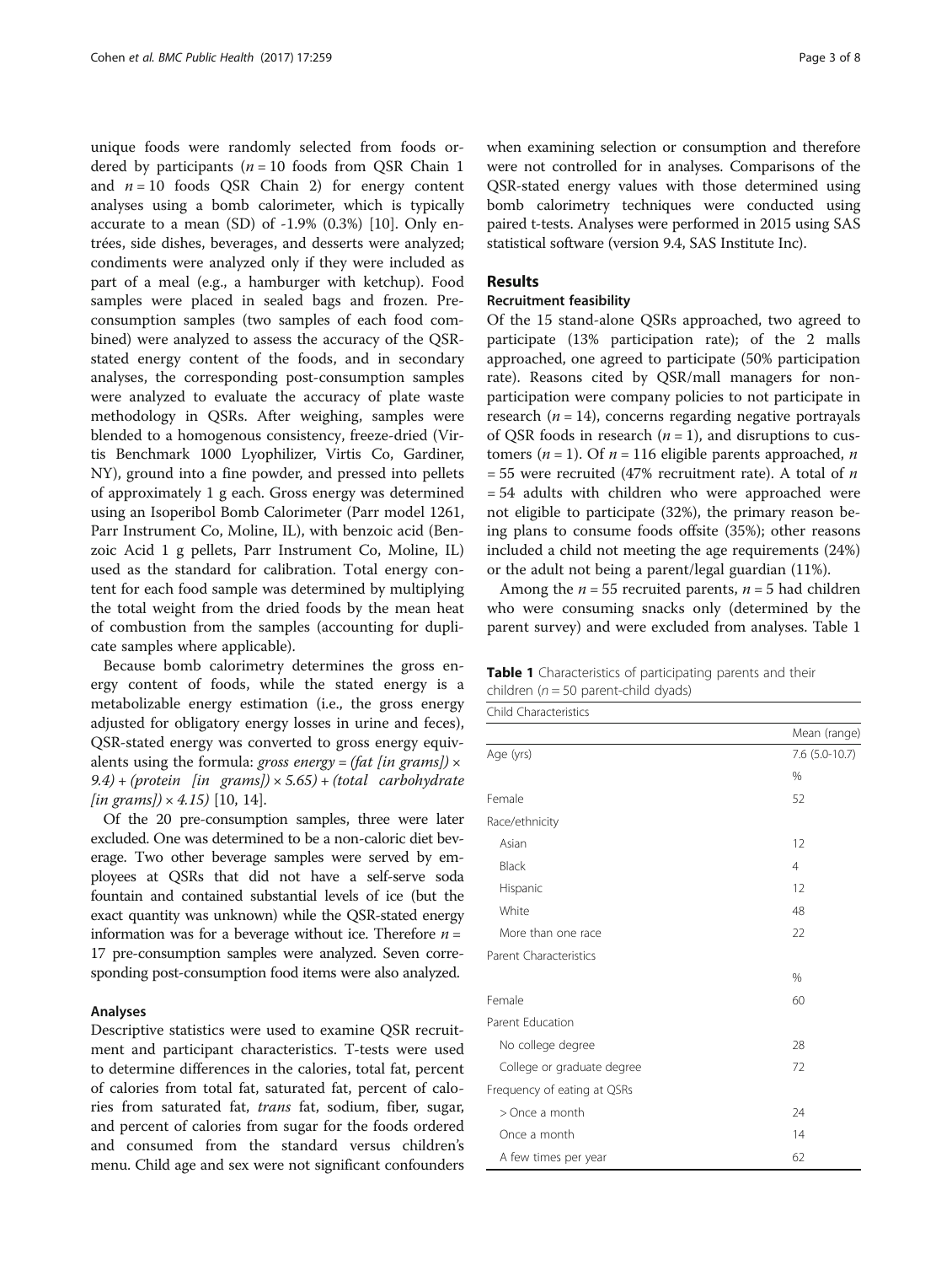unique foods were randomly selected from foods ordered by participants ($n = 10$ foods from QSR Chain 1 and $n = 10$ foods QSR Chain 2) for energy content analyses using a bomb calorimeter, which is typically accurate to a mean (SD) of -1.9% (0.3%) [10]. Only entrées, side dishes, beverages, and desserts were analyzed; condiments were analyzed only if they were included as part of a meal (e.g., a hamburger with ketchup). Food samples were placed in sealed bags and frozen. Pre-consumption samples (two samples of each food combined) were analyzed to assess the accuracy of the QSR-stated energy content of the foods, and in secondary analyses, the corresponding post-consumption samples were analyzed to evaluate the accuracy of plate waste methodology in QSRs. After weighing, samples were blended to a homogenous consistency, freeze-dried (Virtis Benchmark 1000 Lyophilizer, Virtis Co, Gardiner, NY), ground into a fine powder, and pressed into pellets of approximately 1 g each. Gross energy was determined using an Isoperibol Bomb Calorimeter (Parr model 1261, Parr Instrument Co, Moline, IL), with benzoic acid (Benzoic Acid 1 g pellets, Parr Instrument Co, Moline, IL) used as the standard for calibration. Total energy content for each food sample was determined by multiplying the total weight from the dried foods by the mean heat of combustion from the samples (accounting for duplicate samples where applicable).

Because bomb calorimetry determines the gross energy content of foods, while the stated energy is a metabolizable energy estimation (i.e., the gross energy adjusted for obligatory energy losses in urine and feces), QSR-stated energy was converted to gross energy equivalents using the formula: *gross energy = (fat [in grams]) × 9.4) + (protein [in grams]) × 5.65) + (total carbohydrate [in grams]) × 4.15)* [10, 14].

Of the 20 pre-consumption samples, three were later excluded. One was determined to be a non-caloric diet beverage. Two other beverage samples were served by employees at QSRs that did not have a self-serve soda fountain and contained substantial levels of ice (but the exact quantity was unknown) while the QSR-stated energy information was for a beverage without ice. Therefore $n = 17$ pre-consumption samples were analyzed. Seven corresponding post-consumption food items were also analyzed.

### Analyses

Descriptive statistics were used to examine QSR recruitment and participant characteristics. T-tests were used to determine differences in the calories, total fat, percent of calories from total fat, saturated fat, percent of calories from saturated fat, *trans* fat, sodium, fiber, sugar, and percent of calories from sugar for the foods ordered and consumed from the standard versus children's menu. Child age and sex were not significant confounders when examining selection or consumption and therefore were not controlled for in analyses. Comparisons of the QSR-stated energy values with those determined using bomb calorimetry techniques were conducted using paired t-tests. Analyses were performed in 2015 using SAS statistical software (version 9.4, SAS Institute Inc).

## Results

### Recruitment feasibility

Of the 15 stand-alone QSRs approached, two agreed to participate (13% participation rate); of the 2 malls approached, one agreed to participate (50% participation rate). Reasons cited by QSR/mall managers for non-participation were company policies to not participate in research ($n = 14$), concerns regarding negative portrayals of QSR foods in research ($n = 1$), and disruptions to customers ($n = 1$). Of $n = 116$ eligible parents approached, $n = 55$ were recruited (47% recruitment rate). A total of $n = 54$ adults with children who were approached were not eligible to participate (32%), the primary reason being plans to consume foods offsite (35%); other reasons included a child not meeting the age requirements (24%) or the adult not being a parent/legal guardian (11%).

Among the $n = 55$ recruited parents, $n = 5$ had children who were consuming snacks only (determined by the parent survey) and were excluded from analyses. Table 1

**Table 1** Characteristics of participating parents and their children ($n = 50$ parent-child dyads)

| Child Characteristics | |
|---|---|
| | Mean (range) |
| Age (yrs) | 7.6 (5.0-10.7) |
| | % |
| Female | 52 |
| Race/ethnicity | |
| Asian | 12 |
| Black | 4 |
| Hispanic | 12 |
| White | 48 |
| More than one race | 22 |
| **Parent Characteristics** | |
| | % |
| Female | 60 |
| Parent Education | |
| No college degree | 28 |
| College or graduate degree | 72 |
| Frequency of eating at QSRs | |
| > Once a month | 24 |
| Once a month | 14 |
| A few times per year | 62 |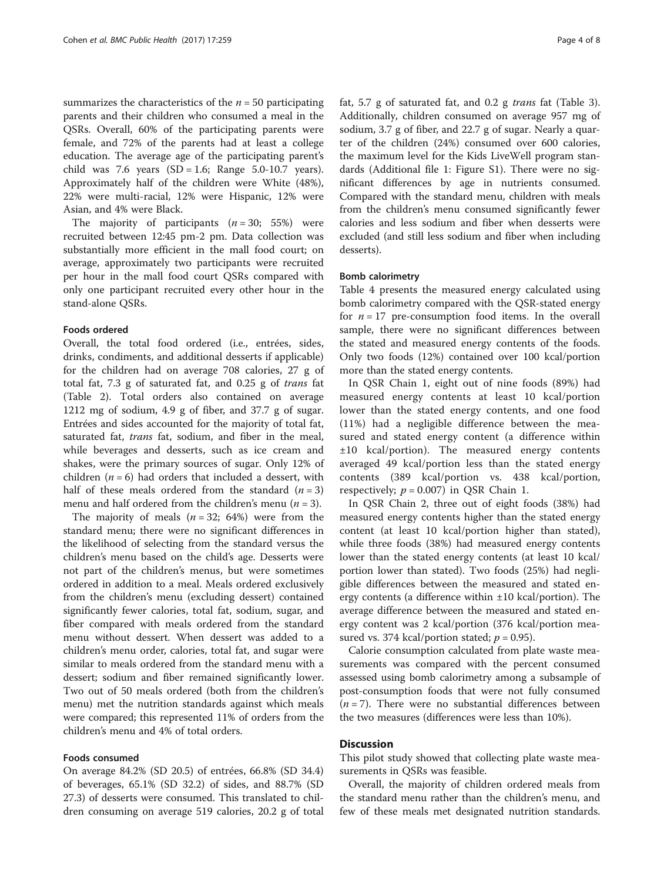summarizes the characteristics of the $n = 50$ participating parents and their children who consumed a meal in the QSRs. Overall, 60% of the participating parents were female, and 72% of the parents had at least a college education. The average age of the participating parent's child was 7.6 years (SD = 1.6; Range 5.0-10.7 years). Approximately half of the children were White (48%), 22% were multi-racial, 12% were Hispanic, 12% were Asian, and 4% were Black.

The majority of participants ($n = 30$; 55%) were recruited between 12:45 pm-2 pm. Data collection was substantially more efficient in the mall food court; on average, approximately two participants were recruited per hour in the mall food court QSRs compared with only one participant recruited every other hour in the stand-alone QSRs.

### Foods ordered

Overall, the total food ordered (i.e., entrées, sides, drinks, condiments, and additional desserts if applicable) for the children had on average 708 calories, 27 g of total fat, 7.3 g of saturated fat, and 0.25 g of *trans* fat (Table 2). Total orders also contained on average 1212 mg of sodium, 4.9 g of fiber, and 37.7 g of sugar. Entrées and sides accounted for the majority of total fat, saturated fat, *trans* fat, sodium, and fiber in the meal, while beverages and desserts, such as ice cream and shakes, were the primary sources of sugar. Only 12% of children ($n = 6$) had orders that included a dessert, with half of these meals ordered from the standard ($n = 3$) menu and half ordered from the children's menu ($n = 3$).

The majority of meals ($n = 32$; 64%) were from the standard menu; there were no significant differences in the likelihood of selecting from the standard versus the children's menu based on the child's age. Desserts were not part of the children's menus, but were sometimes ordered in addition to a meal. Meals ordered exclusively from the children's menu (excluding dessert) contained significantly fewer calories, total fat, sodium, sugar, and fiber compared with meals ordered from the standard menu without dessert. When dessert was added to a children's menu order, calories, total fat, and sugar were similar to meals ordered from the standard menu with a dessert; sodium and fiber remained significantly lower. Two out of 50 meals ordered (both from the children's menu) met the nutrition standards against which meals were compared; this represented 11% of orders from the children's menu and 4% of total orders.

### Foods consumed

On average 84.2% (SD 20.5) of entrées, 66.8% (SD 34.4) of beverages, 65.1% (SD 32.2) of sides, and 88.7% (SD 27.3) of desserts were consumed. This translated to children consuming on average 519 calories, 20.2 g of total fat, 5.7 g of saturated fat, and 0.2 g *trans* fat (Table 3). Additionally, children consumed on average 957 mg of sodium, 3.7 g of fiber, and 22.7 g of sugar. Nearly a quarter of the children (24%) consumed over 600 calories, the maximum level for the Kids LiveWell program standards (Additional file 1: Figure S1). There were no significant differences by age in nutrients consumed. Compared with the standard menu, children with meals from the children's menu consumed significantly fewer calories and less sodium and fiber when desserts were excluded (and still less sodium and fiber when including desserts).

### Bomb calorimetry

Table 4 presents the measured energy calculated using bomb calorimetry compared with the QSR-stated energy for $n = 17$ pre-consumption food items. In the overall sample, there were no significant differences between the stated and measured energy contents of the foods. Only two foods (12%) contained over 100 kcal/portion more than the stated energy contents.

In QSR Chain 1, eight out of nine foods (89%) had measured energy contents at least 10 kcal/portion lower than the stated energy contents, and one food (11%) had a negligible difference between the measured and stated energy content (a difference within ±10 kcal/portion). The measured energy contents averaged 49 kcal/portion less than the stated energy contents (389 kcal/portion vs. 438 kcal/portion, respectively; $p = 0.007$) in QSR Chain 1.

In QSR Chain 2, three out of eight foods (38%) had measured energy contents higher than the stated energy content (at least 10 kcal/portion higher than stated), while three foods (38%) had measured energy contents lower than the stated energy contents (at least 10 kcal/portion lower than stated). Two foods (25%) had negligible differences between the measured and stated energy contents (a difference within ±10 kcal/portion). The average difference between the measured and stated energy content was 2 kcal/portion (376 kcal/portion measured vs. 374 kcal/portion stated; $p = 0.95$).

Calorie consumption calculated from plate waste measurements was compared with the percent consumed assessed using bomb calorimetry among a subsample of post-consumption foods that were not fully consumed ($n = 7$). There were no substantial differences between the two measures (differences were less than 10%).

## Discussion

This pilot study showed that collecting plate waste measurements in QSRs was feasible.

Overall, the majority of children ordered meals from the standard menu rather than the children's menu, and few of these meals met designated nutrition standards.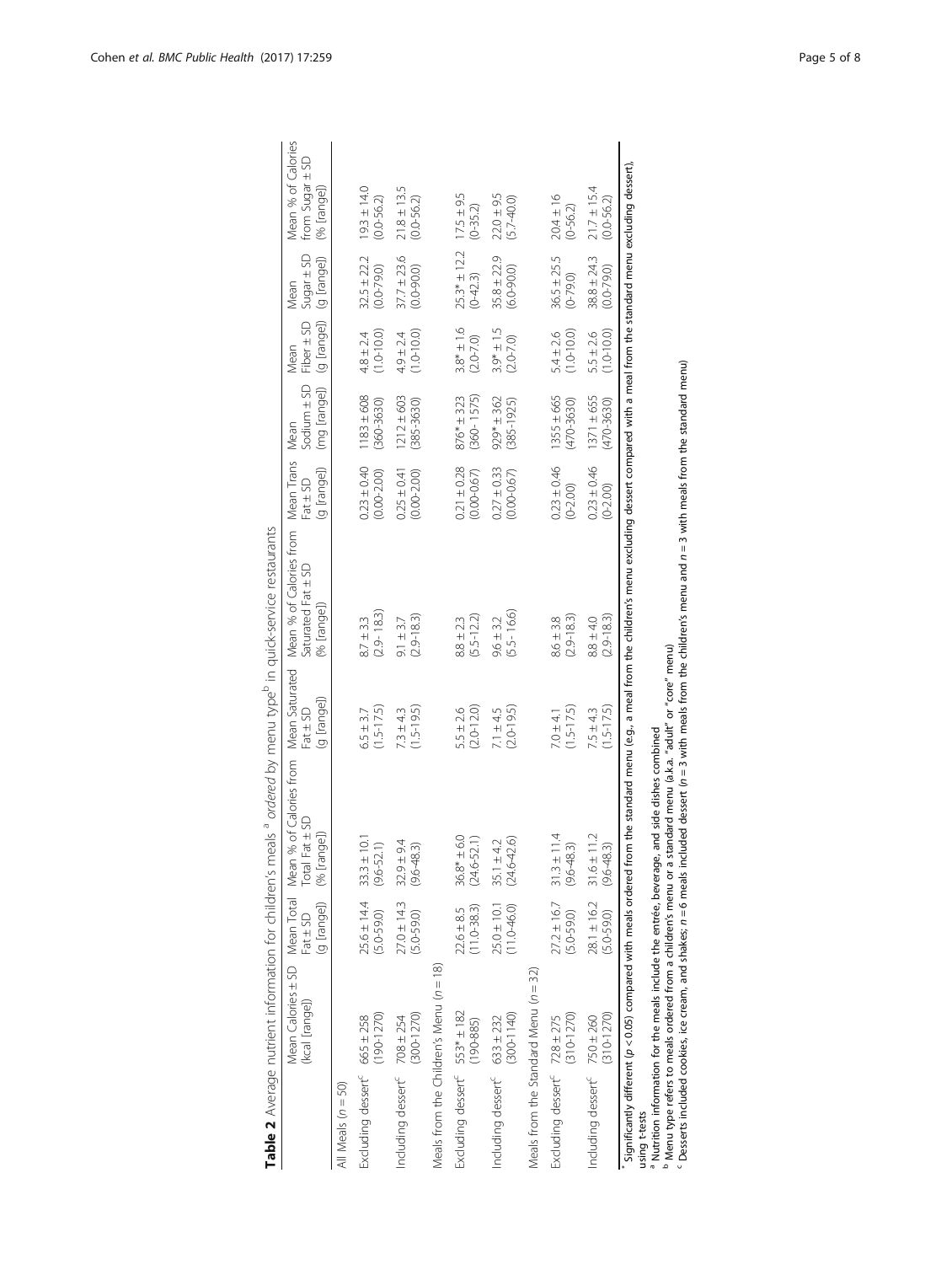**Table 2** Average nutrient information for children's meals [a] *ordered* by menu type[b] in quick-service restaurants

| | Mean Calories ± SD (kcal [range]) | Mean Total Fat ± SD (g [range]) | Mean % of Calories from Total Fat ± SD (% [range]) | Mean Saturated Fat ± SD (g [range]) | Mean % of Calories from Saturated Fat ± SD (% [range]) | Mean Trans Fat ± SD (g [range]) | Mean Sodium ± SD (mg [range]) | Mean Fiber ± SD (g [range]) | Mean Sugar ± SD (g [range]) | Mean % of Calories from Sugar ± SD (% [range]) |
|---|---|---|---|---|---|---|---|---|---|---|
| All Meals ($n = 50$) | | | | | | | | | | |
| Excluding dessert[c] | 665 ± 258 (190-1270) | 25.6 ± 14.4 (5.0-59.0) | 33.3 ± 10.1 (9.6-52.1) | 6.5 ± 3.7 (1.5-17.5) | 8.7 ± 3.3 (2.9-18.3) | 0.23 ± 0.40 (0.00-2.00) | 1183 ± 608 (360-3630) | 4.8 ± 2.4 (1.0-10.0) | 32.5 ± 22.2 (0.0-79.0) | 19.3 ± 14.0 (0.0-56.2) |
| Including dessert[c] | 708 ± 254 (300-1270) | 27.0 ± 14.3 (5.0-59.0) | 32.9 ± 9.4 (9.6-48.3) | 7.3 ± 4.3 (1.5-19.5) | 9.1 ± 3.7 (2.9-18.3) | 0.25 ± 0.41 (0.00-2.00) | 1212 ± 603 (385-3630) | 4.9 ± 2.4 (1.0-10.0) | 37.7 ± 23.6 (0.0-90.0) | 21.8 ± 13.5 (0.0-56.2) |
| Meals from the Children's Menu ($n = 18$) | | | | | | | | | | |
| Excluding dessert[c] | 553* ± 182 (190-885) | 22.6 ± 8.5 (11.0-38.3) | 36.8* ± 6.0 (24.6-52.1) | 5.5 ± 2.6 (2.0-12.0) | 8.8 ± 2.3 (5.5-12.2) | 0.21 ± 0.28 (0.00-0.67) | 876* ± 323 (360-1575) | 3.8* ± 1.6 (2.0-7.0) | 25.3* ± 12.2 (0-42.3) | 17.5 ± 9.5 (0-35.2) |
| Including dessert[c] | 633 ± 232 (300-1140) | 25.0 ± 10.1 (11.0-46.0) | 35.1 ± 4.2 (24.6-42.6) | 7.1 ± 4.5 (2.0-19.5) | 9.6 ± 3.2 (5.5-16.6) | 0.27 ± 0.33 (0.00-0.67) | 929* ± 362 (385-1925) | 3.9* ± 1.5 (2.0-7.0) | 35.8 ± 22.9 (6.0-90.0) | 22.0 ± 9.5 (5.7-40.0) |
| Meals from the Standard Menu ($n = 32$) | | | | | | | | | | |
| Excluding dessert[c] | 728 ± 275 (310-1270) | 27.2 ± 16.7 (5.0-59.0) | 31.3 ± 11.4 (9.6-48.3) | 7.0 ± 4.1 (1.5-17.5) | 8.6 ± 3.8 (2.9-18.3) | 0.23 ± 0.46 (0-2.00) | 1355 ± 665 (470-3630) | 5.4 ± 2.6 (1.0-10.0) | 36.5 ± 25.5 (0-79.0) | 20.4 ± 16 (0-56.2) |
| Including dessert[c] | 750 ± 260 (310-1270) | 28.1 ± 16.2 (5.0-59.0) | 31.6 ± 11.2 (9.6-48.3) | 7.5 ± 4.3 (1.5-17.5) | 8.8 ± 4.0 (2.9-18.3) | 0.23 ± 0.46 (0-2.00) | 1371 ± 655 (470-3630) | 5.5 ± 2.6 (1.0-10.0) | 38.8 ± 24.3 (0.0-79.0) | 21.7 ± 15.4 (0.0-56.2) |

\* Significantly different ($p < 0.05$) compared with meals ordered from the standard menu (e.g., a meal from the children's menu excluding dessert compared with a meal from the standard menu excluding dessert), using t-tests

[a] Nutrition information for the meals include the entrée, beverage, and side dishes combined

[b] Menu type refers to meals ordered from a children's menu or a standard menu (a.k.a. "adult" or "core" menu)

[c] Desserts included cookies, ice cream, and shakes; $n = 6$ meals included dessert ($n = 3$ with meals from the children's menu and $n = 3$ with meals from the standard menu)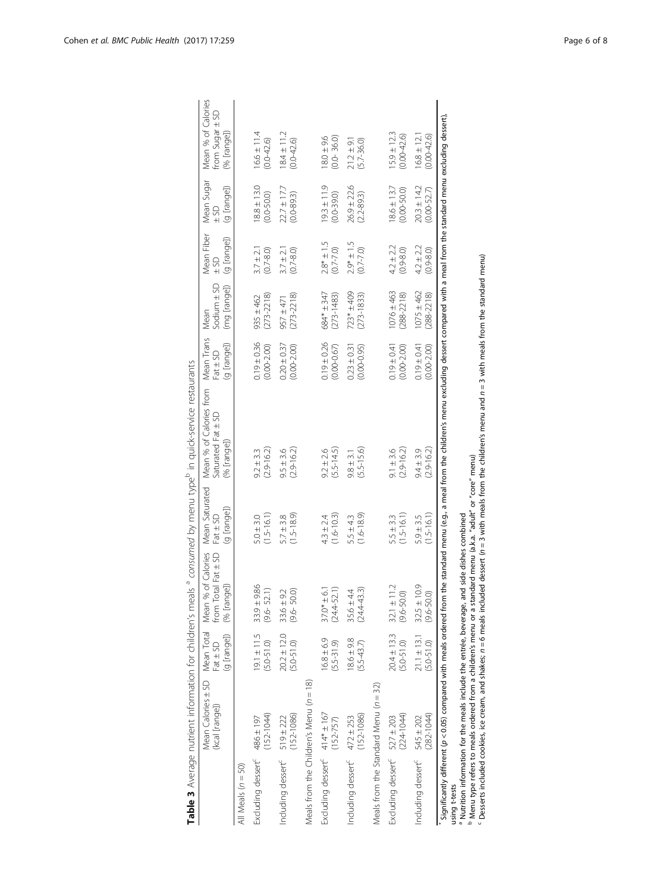**Table 3** Average nutrient information for children's meals [a] *consumed* by menu type[b] in quick-service restaurants

| | Mean Calories ± SD (kcal [range]) | Mean Total Fat ± SD (g [range]) | Mean % of Calories from Total Fat ± SD (% [range]) | Mean Saturated Fat ± SD (g [range]) | Mean % of Calories from Saturated Fat ± SD (% [range]) | Mean Trans Fat ± SD (g [range]) | Mean Sodium ± SD (mg [range]) | Mean Fiber ± SD (g [range]) | Mean Sugar ± SD (g [range]) | Mean % of Calories from Sugar ± SD (% [range]) |
|---|---|---|---|---|---|---|---|---|---|---|
| All Meals ($n = 50$) | | | | | | | | | | |
| Excluding dessert[c] | 486 ± 197 (152-1044) | 19.1 ± 11.5 (5.0-51.0) | 33.9 ± 9.86 (9.6- 52.1) | 5.0 ± 3.0 (1.5-16.1) | 9.2 ± 3.3 (2.9-16.2) | 0.19 ± 0.36 (0.00-2.00) | 935 ± 462 (273-2218) | 3.7 ± 2.1 (0.7-8.0) | 18.8 ± 13.0 (0.0-50.0) | 16.6 ± 11.4 (0.0-42.6) |
| Including dessert[c] | 519 ± 222 (152-1086) | 20.2 ± 12.0 (5.0-51.0) | 33.6 ± 9.2 (9.6- 50.0) | 5.7 ± 3.8 (1.5-18.9) | 9.5 ± 3.6 (2.9-16.2) | 0.20 ± 0.37 (0.00-2.00) | 957 ± 471 (273-2218) | 3.7 ± 2.1 (0.7-8.0) | 22.7 ± 17.7 (0.0-89.3) | 18.4 ± 11.2 (0.0-42.6) |
| Meals from the Children's Menu ($n = 18$) | | | | | | | | | | |
| Excluding dessert[c] | 414* ± 167 (152-757) | 16.8 ± 6.9 (5.5-31.9) | 37.0* ± 6.1 (24.4-52.1) | 4.3 ± 2.4 (1.6-10.3) | 9.2 ± 2.6 (5.5-14.5) | 0.19 ± 0.26 (0.00-0.67) | 684* ± 347 (273-1483) | 2.8* ± 1.5 (0.7-7.0) | 19.3 ± 11.9 (0.0-39.0) | 18.0 ± 9.6 (0.0- 36.0) |
| Including dessert[c] | 472 ± 253 (152-1086) | 18.6 ± 9.8 (5.5-43.7) | 35.6 ± 4.4 (24.4-43.3) | 5.5 ± 4.3 (1.6-18.9) | 9.8 ± 3.1 (5.5-15.6) | 0.23 ± 0.31 (0.00-0.95) | 723* ± 409 (273-1833) | 2.9* ± 1.5 (0.7-7.0) | 26.9 ± 22.6 (2.2-89.3) | 21.2 ± 9.1 (5.7-36.0) |
| Meals from the Standard Menu ($n = 32$) | | | | | | | | | | |
| Excluding dessert[c] | 527 ± 203 (224-1044) | 20.4 ± 13.3 (5.0-51.0) | 32.1 ± 11.2 (9.6-50.0) | 5.5 ± 3.3 (1.5-16.1) | 9.1 ± 3.6 (2.9-16.2) | 0.19 ± 0.41 (0.00-2.00) | 1076 ± 463 (288-2218) | 4.2 ± 2.2 (0.9-8.0) | 18.6 ± 13.7 (0.00-50.0) | 15.9 ± 12.3 (0.00-42.6) |
| Including dessert[c] | 545 ± 202 (282-1044) | 21.1 ± 13.1 (5.0-51.0) | 32.5 ± 10.9 (9.6-50.0) | 5.9 ± 3.5 (1.5-16.1) | 9.4 ± 3.9 (2.9-16.2) | 0.19 ± 0.41 (0.00-2.00) | 1075 ± 462 (288-2218) | 4.2 ± 2.2 (0.9-8.0) | 20.3 ± 14.2 (0.00-52.7) | 16.8 ± 12.1 (0.00-42.6) |

\* Significantly different ($p < 0.05$) compared with meals ordered from the standard menu (e.g., a meal from the children's menu excluding dessert compared with a meal from the standard menu excluding dessert), using t-tests

[a] Nutrition information for the meals include the entrée, beverage, and side dishes combined

[b] Menu type refers to meals ordered from a children's menu or a standard menu (a.k.a. "adult" or "core" menu)

[c] Desserts included cookies, ice cream, and shakes; $n = 6$ meals included dessert ($n = 3$ with meals from the children's menu and $n = 3$ with meals from the standard menu)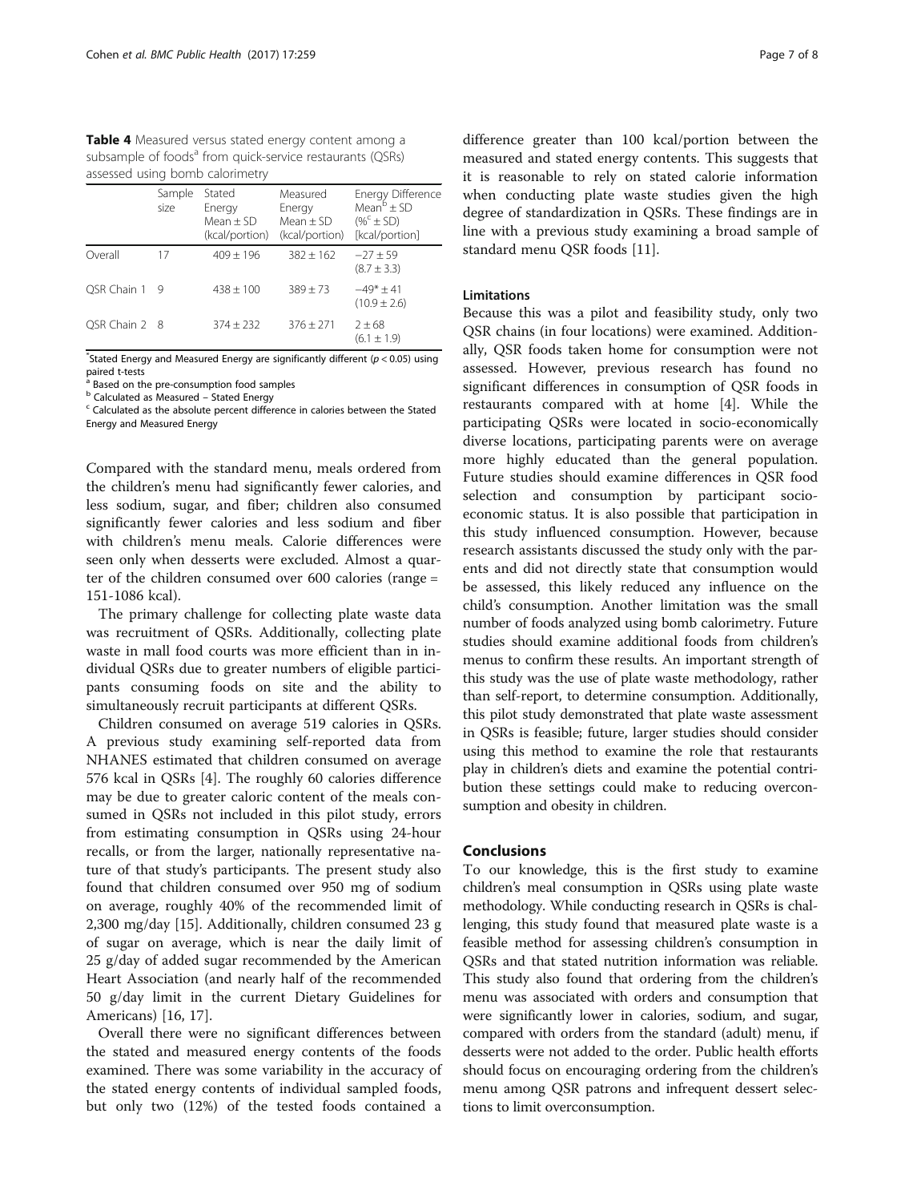**Table 4** Measured versus stated energy content among a subsample of foods[a] from quick-service restaurants (QSRs) assessed using bomb calorimetry

| | Sample size | Stated Energy Mean ± SD (kcal/portion) | Measured Energy Mean ± SD (kcal/portion) | Energy Difference Mean[b] ± SD (%[c] ± SD) [kcal/portion] |
|---|---|---|---|---|
| Overall | 17 | 409 ± 196 | 382 ± 162 | −27 ± 59 (8.7 ± 3.3) |
| QSR Chain 1 | 9 | 438 ± 100 | 389 ± 73 | −49* ± 41 (10.9 ± 2.6) |
| QSR Chain 2 | 8 | 374 ± 232 | 376 ± 271 | 2 ± 68 (6.1 ± 1.9) |

*Stated Energy and Measured Energy are significantly different ($p < 0.05$) using paired t-tests

[a] Based on the pre-consumption food samples

[b] Calculated as Measured – Stated Energy

[c] Calculated as the absolute percent difference in calories between the Stated Energy and Measured Energy

Compared with the standard menu, meals ordered from the children's menu had significantly fewer calories, and less sodium, sugar, and fiber; children also consumed significantly fewer calories and less sodium and fiber with children's menu meals. Calorie differences were seen only when desserts were excluded. Almost a quarter of the children consumed over 600 calories (range = 151-1086 kcal).

The primary challenge for collecting plate waste data was recruitment of QSRs. Additionally, collecting plate waste in mall food courts was more efficient than in individual QSRs due to greater numbers of eligible participants consuming foods on site and the ability to simultaneously recruit participants at different QSRs.

Children consumed on average 519 calories in QSRs. A previous study examining self-reported data from NHANES estimated that children consumed on average 576 kcal in QSRs [4]. The roughly 60 calories difference may be due to greater caloric content of the meals consumed in QSRs not included in this pilot study, errors from estimating consumption in QSRs using 24-hour recalls, or from the larger, nationally representative nature of that study's participants. The present study also found that children consumed over 950 mg of sodium on average, roughly 40% of the recommended limit of 2,300 mg/day [15]. Additionally, children consumed 23 g of sugar on average, which is near the daily limit of 25 g/day of added sugar recommended by the American Heart Association (and nearly half of the recommended 50 g/day limit in the current Dietary Guidelines for Americans) [16, 17].

Overall there were no significant differences between the stated and measured energy contents of the foods examined. There was some variability in the accuracy of the stated energy contents of individual sampled foods, but only two (12%) of the tested foods contained a difference greater than 100 kcal/portion between the measured and stated energy contents. This suggests that it is reasonable to rely on stated calorie information when conducting plate waste studies given the high degree of standardization in QSRs. These findings are in line with a previous study examining a broad sample of standard menu QSR foods [11].

### Limitations

Because this was a pilot and feasibility study, only two QSR chains (in four locations) were examined. Additionally, QSR foods taken home for consumption were not assessed. However, previous research has found no significant differences in consumption of QSR foods in restaurants compared with at home [4]. While the participating QSRs were located in socio-economically diverse locations, participating parents were on average more highly educated than the general population. Future studies should examine differences in QSR food selection and consumption by participant socioeconomic status. It is also possible that participation in this study influenced consumption. However, because research assistants discussed the study only with the parents and did not directly state that consumption would be assessed, this likely reduced any influence on the child's consumption. Another limitation was the small number of foods analyzed using bomb calorimetry. Future studies should examine additional foods from children's menus to confirm these results. An important strength of this study was the use of plate waste methodology, rather than self-report, to determine consumption. Additionally, this pilot study demonstrated that plate waste assessment in QSRs is feasible; future, larger studies should consider using this method to examine the role that restaurants play in children's diets and examine the potential contribution these settings could make to reducing overconsumption and obesity in children.

## Conclusions

To our knowledge, this is the first study to examine children's meal consumption in QSRs using plate waste methodology. While conducting research in QSRs is challenging, this study found that measured plate waste is a feasible method for assessing children's consumption in QSRs and that stated nutrition information was reliable. This study also found that ordering from the children's menu was associated with orders and consumption that were significantly lower in calories, sodium, and sugar, compared with orders from the standard (adult) menu, if desserts were not added to the order. Public health efforts should focus on encouraging ordering from the children's menu among QSR patrons and infrequent dessert selections to limit overconsumption.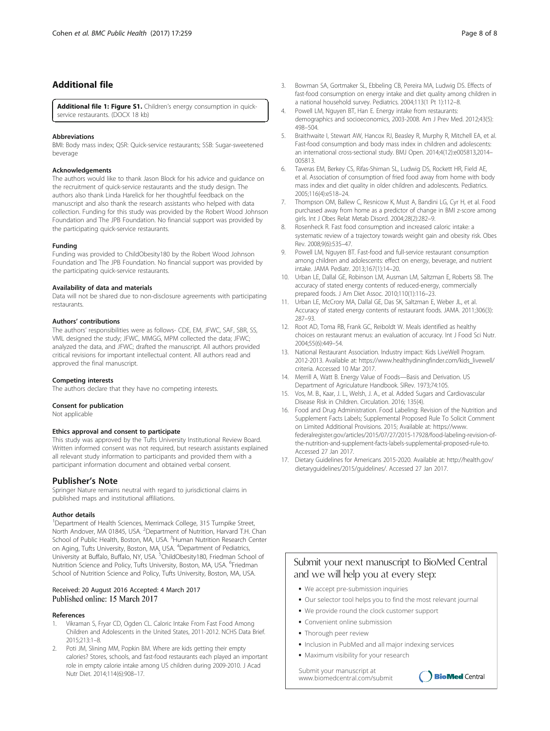## Additional file

**Additional file 1: Figure S1.** Children's energy consumption in quick-service restaurants. (DOCX 18 kb)

### Abbreviations

BMI: Body mass index; QSR: Quick-service restaurants; SSB: Sugar-sweetened beverage

### Acknowledgements

The authors would like to thank Jason Block for his advice and guidance on the recruitment of quick-service restaurants and the study design. The authors also thank Linda Harelick for her thoughtful feedback on the manuscript and also thank the research assistants who helped with data collection. Funding for this study was provided by the Robert Wood Johnson Foundation and The JPB Foundation. No financial support was provided by the participating quick-service restaurants.

### Funding

Funding was provided to ChildObesity180 by the Robert Wood Johnson Foundation and The JPB Foundation. No financial support was provided by the participating quick-service restaurants.

### Availability of data and materials

Data will not be shared due to non-disclosure agreements with participating restaurants.

### Authors' contributions

The authors' responsibilities were as follows- CDE, EM, JFWC, SAF, SBR, SS, VML designed the study; JFWC, MMGG, MPM collected the data; JFWC; analyzed the data, and JFWC; drafted the manuscript. All authors provided critical revisions for important intellectual content. All authors read and approved the final manuscript.

### Competing interests

The authors declare that they have no competing interests.

### Consent for publication

Not applicable

### Ethics approval and consent to participate

This study was approved by the Tufts University Institutional Review Board. Written informed consent was not required, but research assistants explained all relevant study information to participants and provided them with a participant information document and obtained verbal consent.

## Publisher's Note

Springer Nature remains neutral with regard to jurisdictional claims in published maps and institutional affiliations.

### Author details

[1]Department of Health Sciences, Merrimack College, 315 Turnpike Street, North Andover, MA 01845, USA. [2]Department of Nutrition, Harvard T.H. Chan School of Public Health, Boston, MA, USA. [3]Human Nutrition Research Center on Aging, Tufts University, Boston, MA, USA. [4]Department of Pediatrics, University at Buffalo, Buffalo, NY, USA. [5]ChildObesity180, Friedman School of Nutrition Science and Policy, Tufts University, Boston, MA, USA. [6]Friedman School of Nutrition Science and Policy, Tufts University, Boston, MA, USA.

Received: 20 August 2016 Accepted: 4 March 2017
Published online: 15 March 2017

### References

1. Vikraman S, Fryar CD, Ogden CL. Caloric Intake From Fast Food Among Children and Adolescents in the United States, 2011-2012. NCHS Data Brief. 2015;213:1–8.
2. Poti JM, Slining MM, Popkin BM. Where are kids getting their empty calories? Stores, schools, and fast-food restaurants each played an important role in empty calorie intake among US children during 2009-2010. J Acad Nutr Diet. 2014;114(6):908–17.
3. Bowman SA, Gortmaker SL, Ebbeling CB, Pereira MA, Ludwig DS. Effects of fast-food consumption on energy intake and diet quality among children in a national household survey. Pediatrics. 2004;113(1 Pt 1):112–8.
4. Powell LM, Nguyen BT, Han E. Energy intake from restaurants: demographics and socioeconomics, 2003-2008. Am J Prev Med. 2012;43(5): 498–504.
5. Braithwaite I, Stewart AW, Hancox RJ, Beasley R, Murphy R, Mitchell EA, et al. Fast-food consumption and body mass index in children and adolescents: an international cross-sectional study. BMJ Open. 2014;4(12):e005813,2014–005813.
6. Taveras EM, Berkey CS, Rifas-Shiman SL, Ludwig DS, Rockett HR, Field AE, et al. Association of consumption of fried food away from home with body mass index and diet quality in older children and adolescents. Pediatrics. 2005;116(4):e518–24.
7. Thompson OM, Ballew C, Resnicow K, Must A, Bandini LG, Cyr H, et al. Food purchased away from home as a predictor of change in BMI z-score among girls. Int J Obes Relat Metab Disord. 2004;28(2):282–9.
8. Rosenheck R. Fast food consumption and increased caloric intake: a systematic review of a trajectory towards weight gain and obesity risk. Obes Rev. 2008;9(6):535–47.
9. Powell LM, Nguyen BT. Fast-food and full-service restaurant consumption among children and adolescents: effect on energy, beverage, and nutrient intake. JAMA Pediatr. 2013;167(1):14–20.
10. Urban LE, Dallal GE, Robinson LM, Ausman LM, Saltzman E, Roberts SB. The accuracy of stated energy contents of reduced-energy, commercially prepared foods. J Am Diet Assoc. 2010;110(1):116–23.
11. Urban LE, McCrory MA, Dallal GE, Das SK, Saltzman E, Weber JL, et al. Accuracy of stated energy contents of restaurant foods. JAMA. 2011;306(3): 287–93.
12. Root AD, Toma RB, Frank GC, Reiboldt W. Meals identified as healthy choices on restaurant menus: an evaluation of accuracy. Int J Food Sci Nutr. 2004;55(6):449–54.
13. National Restaurant Association. Industry impact: Kids LiveWell Program. 2012-2013. Available at: https://www.healthydiningfinder.com/kids_livewell/criteria. Accessed 10 Mar 2017.
14. Merrill A, Watt B. Energy Value of Foods—Basis and Derivation. US Department of Agriculture Handbook. SlRev. 1973;74:105.
15. Vos, M. B., Kaar, J. L., Welsh, J. A., et al. Added Sugars and Cardiovascular Disease Risk in Children. Circulation. 2016; 135(4).
16. Food and Drug Administration. Food Labeling: Revision of the Nutrition and Supplement Facts Labels; Supplemental Proposed Rule To Solicit Comment on Limited Additional Provisions. 2015; Available at: https://www.federalregister.gov/articles/2015/07/27/2015-17928/food-labeling-revision-of-the-nutrition-and-supplement-facts-labels-supplemental-proposed-rule-to. Accessed 27 Jan 2017.
17. Dietary Guidelines for Americans 2015-2020. Available at: http://health.gov/dietaryguidelines/2015/guidelines/. Accessed 27 Jan 2017.

Submit your next manuscript to BioMed Central and we will help you at every step:

- We accept pre-submission inquiries
- Our selector tool helps you to find the most relevant journal
- We provide round the clock customer support
- Convenient online submission
- Thorough peer review
- Inclusion in PubMed and all major indexing services
- Maximum visibility for your research

Submit your manuscript at www.biomedcentral.com/submit

BioMed Central